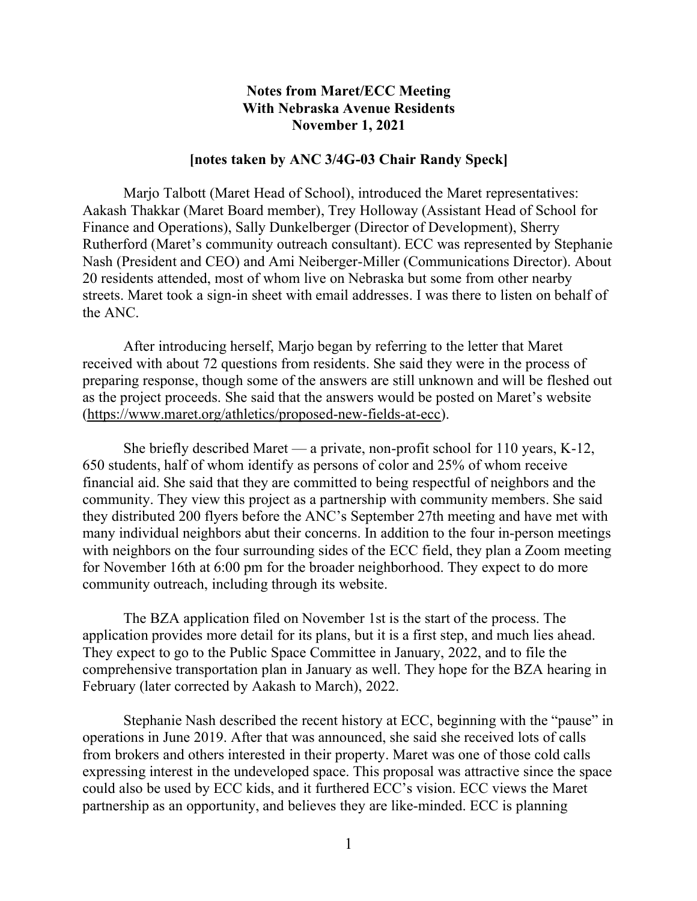**Notes from Maret/ECC Meeting**
**With Nebraska Avenue Residents**
**November 1, 2021**

**[notes taken by ANC 3/4G-03 Chair Randy Speck]**

Marjo Talbott (Maret Head of School), introduced the Maret representatives: Aakash Thakkar (Maret Board member), Trey Holloway (Assistant Head of School for Finance and Operations), Sally Dunkelberger (Director of Development), Sherry Rutherford (Maret's community outreach consultant). ECC was represented by Stephanie Nash (President and CEO) and Ami Neiberger-Miller (Communications Director). About 20 residents attended, most of whom live on Nebraska but some from other nearby streets. Maret took a sign-in sheet with email addresses. I was there to listen on behalf of the ANC.

After introducing herself, Marjo began by referring to the letter that Maret received with about 72 questions from residents. She said they were in the process of preparing response, though some of the answers are still unknown and will be fleshed out as the project proceeds. She said that the answers would be posted on Maret's website (https://www.maret.org/athletics/proposed-new-fields-at-ecc).

She briefly described Maret — a private, non-profit school for 110 years, K-12, 650 students, half of whom identify as persons of color and 25% of whom receive financial aid. She said that they are committed to being respectful of neighbors and the community. They view this project as a partnership with community members. She said they distributed 200 flyers before the ANC's September 27th meeting and have met with many individual neighbors abut their concerns. In addition to the four in-person meetings with neighbors on the four surrounding sides of the ECC field, they plan a Zoom meeting for November 16th at 6:00 pm for the broader neighborhood. They expect to do more community outreach, including through its website.

The BZA application filed on November 1st is the start of the process. The application provides more detail for its plans, but it is a first step, and much lies ahead. They expect to go to the Public Space Committee in January, 2022, and to file the comprehensive transportation plan in January as well. They hope for the BZA hearing in February (later corrected by Aakash to March), 2022.

Stephanie Nash described the recent history at ECC, beginning with the "pause" in operations in June 2019. After that was announced, she said she received lots of calls from brokers and others interested in their property. Maret was one of those cold calls expressing interest in the undeveloped space. This proposal was attractive since the space could also be used by ECC kids, and it furthered ECC's vision. ECC views the Maret partnership as an opportunity, and believes they are like-minded. ECC is planning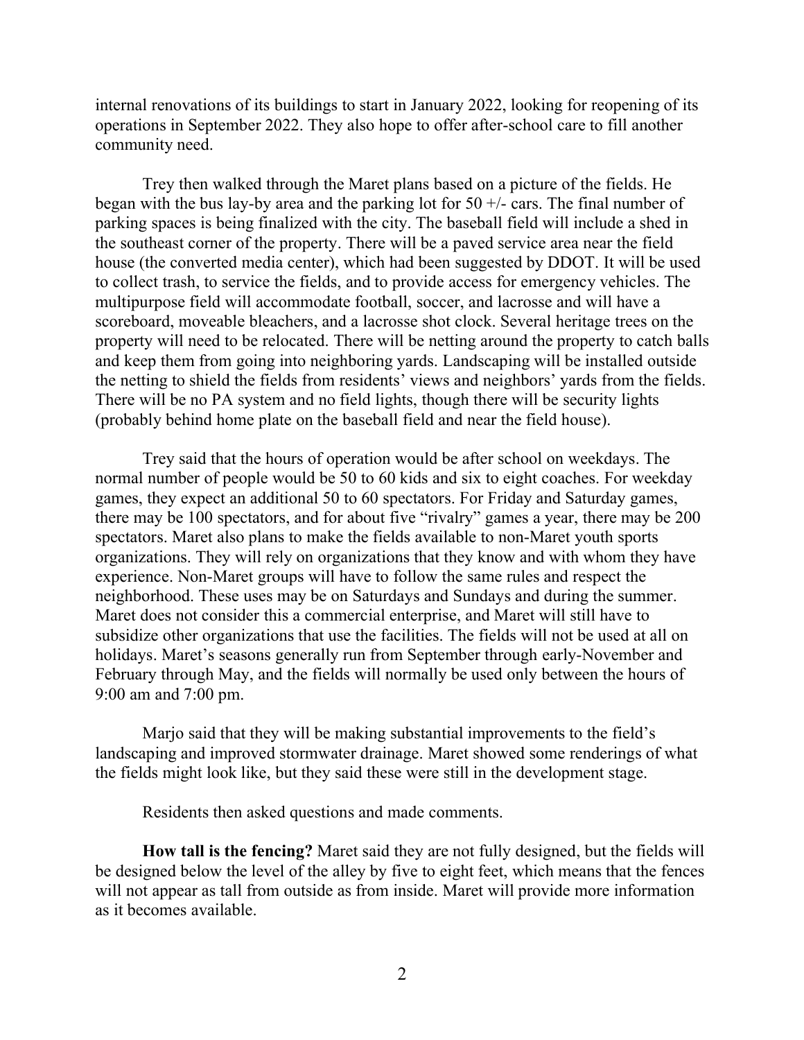internal renovations of its buildings to start in January 2022, looking for reopening of its operations in September 2022. They also hope to offer after-school care to fill another community need.

Trey then walked through the Maret plans based on a picture of the fields. He began with the bus lay-by area and the parking lot for 50 +/- cars. The final number of parking spaces is being finalized with the city. The baseball field will include a shed in the southeast corner of the property. There will be a paved service area near the field house (the converted media center), which had been suggested by DDOT. It will be used to collect trash, to service the fields, and to provide access for emergency vehicles. The multipurpose field will accommodate football, soccer, and lacrosse and will have a scoreboard, moveable bleachers, and a lacrosse shot clock. Several heritage trees on the property will need to be relocated. There will be netting around the property to catch balls and keep them from going into neighboring yards. Landscaping will be installed outside the netting to shield the fields from residents' views and neighbors' yards from the fields. There will be no PA system and no field lights, though there will be security lights (probably behind home plate on the baseball field and near the field house).

Trey said that the hours of operation would be after school on weekdays. The normal number of people would be 50 to 60 kids and six to eight coaches. For weekday games, they expect an additional 50 to 60 spectators. For Friday and Saturday games, there may be 100 spectators, and for about five "rivalry" games a year, there may be 200 spectators. Maret also plans to make the fields available to non-Maret youth sports organizations. They will rely on organizations that they know and with whom they have experience. Non-Maret groups will have to follow the same rules and respect the neighborhood. These uses may be on Saturdays and Sundays and during the summer. Maret does not consider this a commercial enterprise, and Maret will still have to subsidize other organizations that use the facilities. The fields will not be used at all on holidays. Maret's seasons generally run from September through early-November and February through May, and the fields will normally be used only between the hours of 9:00 am and 7:00 pm.

Marjo said that they will be making substantial improvements to the field's landscaping and improved stormwater drainage. Maret showed some renderings of what the fields might look like, but they said these were still in the development stage.

Residents then asked questions and made comments.

**How tall is the fencing?** Maret said they are not fully designed, but the fields will be designed below the level of the alley by five to eight feet, which means that the fences will not appear as tall from outside as from inside. Maret will provide more information as it becomes available.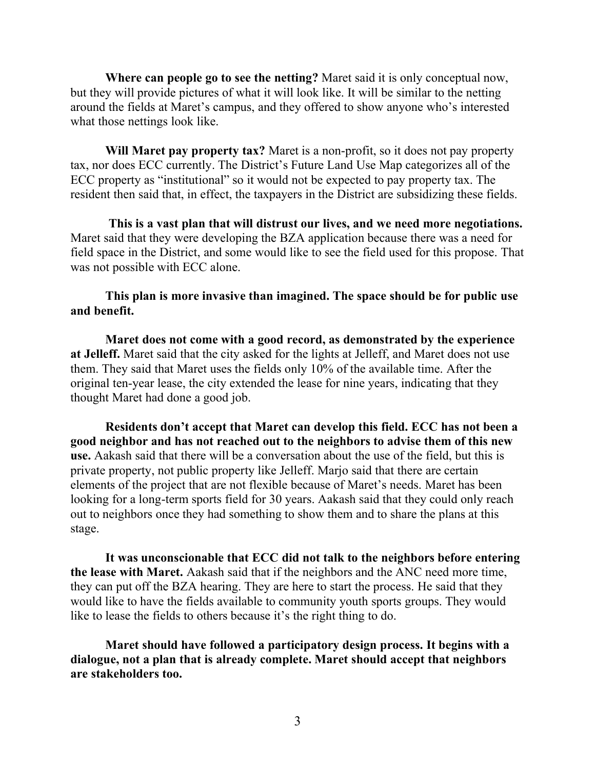**Where can people go to see the netting?** Maret said it is only conceptual now, but they will provide pictures of what it will look like. It will be similar to the netting around the fields at Maret's campus, and they offered to show anyone who's interested what those nettings look like.

**Will Maret pay property tax?** Maret is a non-profit, so it does not pay property tax, nor does ECC currently. The District's Future Land Use Map categorizes all of the ECC property as "institutional" so it would not be expected to pay property tax. The resident then said that, in effect, the taxpayers in the District are subsidizing these fields.

**This is a vast plan that will distrust our lives, and we need more negotiations.** Maret said that they were developing the BZA application because there was a need for field space in the District, and some would like to see the field used for this propose. That was not possible with ECC alone.

**This plan is more invasive than imagined. The space should be for public use and benefit.**

**Maret does not come with a good record, as demonstrated by the experience at Jelleff.** Maret said that the city asked for the lights at Jelleff, and Maret does not use them. They said that Maret uses the fields only 10% of the available time. After the original ten-year lease, the city extended the lease for nine years, indicating that they thought Maret had done a good job.

**Residents don't accept that Maret can develop this field. ECC has not been a good neighbor and has not reached out to the neighbors to advise them of this new use.** Aakash said that there will be a conversation about the use of the field, but this is private property, not public property like Jelleff. Marjo said that there are certain elements of the project that are not flexible because of Maret's needs. Maret has been looking for a long-term sports field for 30 years. Aakash said that they could only reach out to neighbors once they had something to show them and to share the plans at this stage.

**It was unconscionable that ECC did not talk to the neighbors before entering the lease with Maret.** Aakash said that if the neighbors and the ANC need more time, they can put off the BZA hearing. They are here to start the process. He said that they would like to have the fields available to community youth sports groups. They would like to lease the fields to others because it's the right thing to do.

**Maret should have followed a participatory design process. It begins with a dialogue, not a plan that is already complete. Maret should accept that neighbors are stakeholders too.**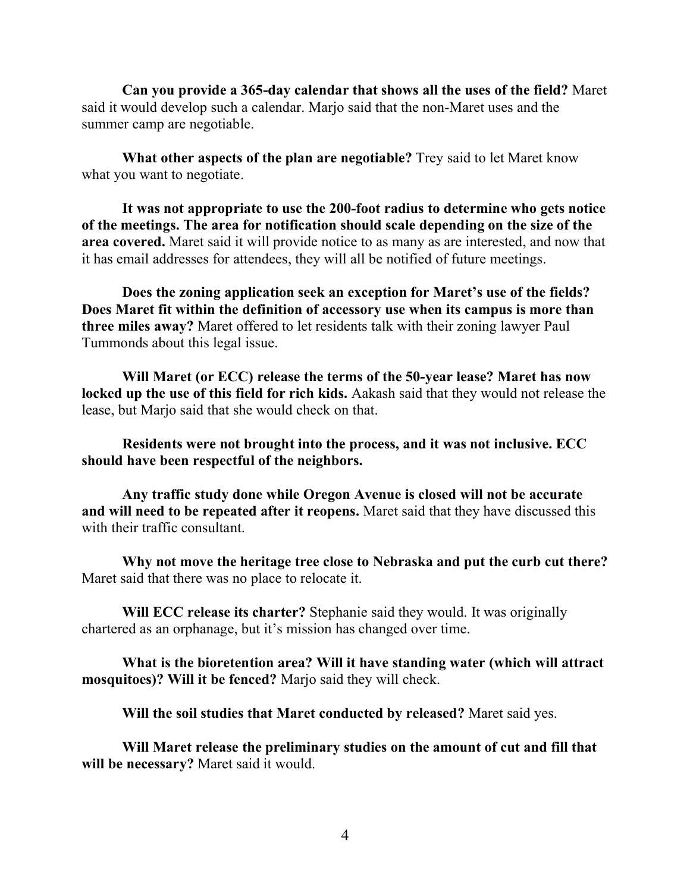**Can you provide a 365-day calendar that shows all the uses of the field?** Maret said it would develop such a calendar. Marjo said that the non-Maret uses and the summer camp are negotiable.

**What other aspects of the plan are negotiable?** Trey said to let Maret know what you want to negotiate.

**It was not appropriate to use the 200-foot radius to determine who gets notice of the meetings. The area for notification should scale depending on the size of the area covered.** Maret said it will provide notice to as many as are interested, and now that it has email addresses for attendees, they will all be notified of future meetings.

**Does the zoning application seek an exception for Maret's use of the fields? Does Maret fit within the definition of accessory use when its campus is more than three miles away?** Maret offered to let residents talk with their zoning lawyer Paul Tummonds about this legal issue.

**Will Maret (or ECC) release the terms of the 50-year lease? Maret has now locked up the use of this field for rich kids.** Aakash said that they would not release the lease, but Marjo said that she would check on that.

**Residents were not brought into the process, and it was not inclusive. ECC should have been respectful of the neighbors.**

**Any traffic study done while Oregon Avenue is closed will not be accurate and will need to be repeated after it reopens.** Maret said that they have discussed this with their traffic consultant.

**Why not move the heritage tree close to Nebraska and put the curb cut there?** Maret said that there was no place to relocate it.

**Will ECC release its charter?** Stephanie said they would. It was originally chartered as an orphanage, but it's mission has changed over time.

**What is the bioretention area? Will it have standing water (which will attract mosquitoes)? Will it be fenced?** Marjo said they will check.

**Will the soil studies that Maret conducted by released?** Maret said yes.

**Will Maret release the preliminary studies on the amount of cut and fill that will be necessary?** Maret said it would.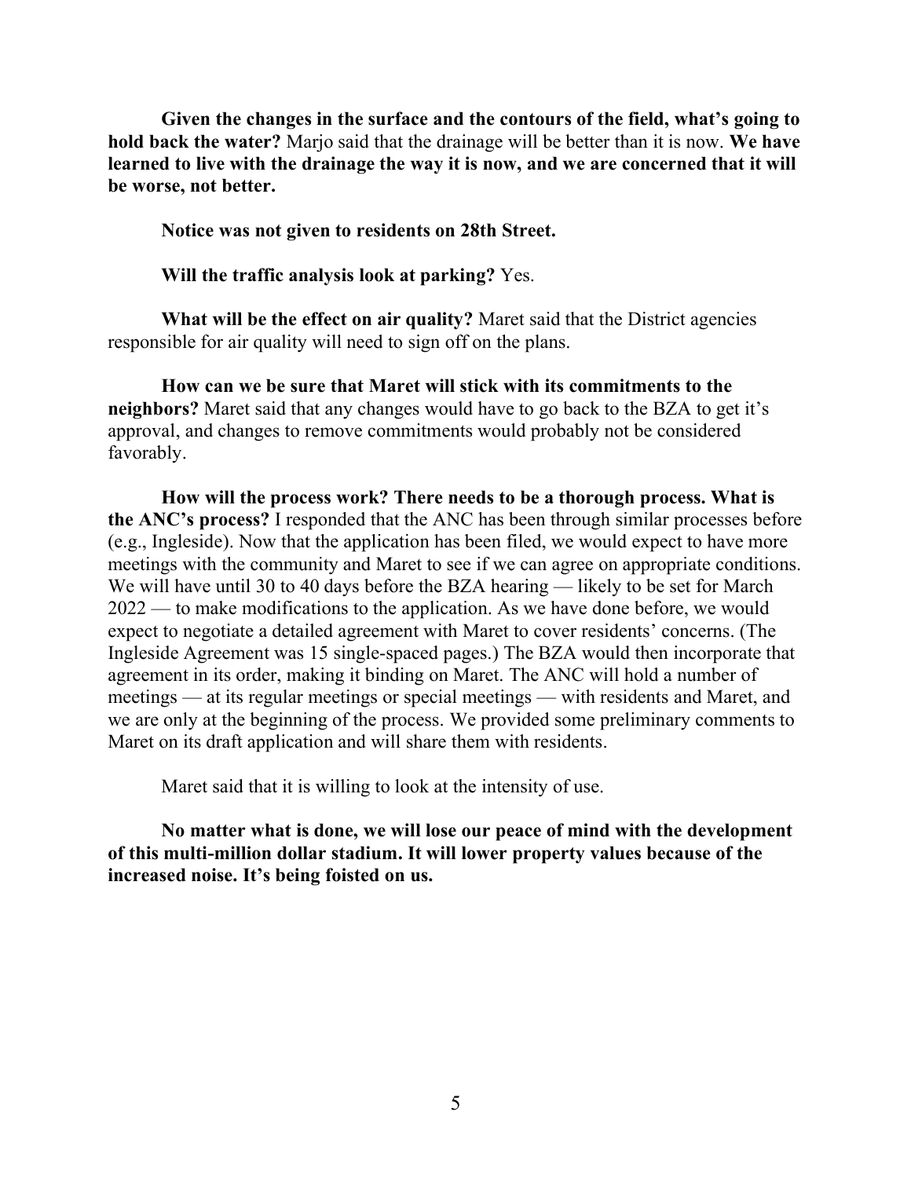**Given the changes in the surface and the contours of the field, what's going to hold back the water?** Marjo said that the drainage will be better than it is now. **We have learned to live with the drainage the way it is now, and we are concerned that it will be worse, not better.**

**Notice was not given to residents on 28th Street.**

**Will the traffic analysis look at parking?** Yes.

**What will be the effect on air quality?** Maret said that the District agencies responsible for air quality will need to sign off on the plans.

**How can we be sure that Maret will stick with its commitments to the neighbors?** Maret said that any changes would have to go back to the BZA to get it's approval, and changes to remove commitments would probably not be considered favorably.

**How will the process work? There needs to be a thorough process. What is the ANC's process?** I responded that the ANC has been through similar processes before (e.g., Ingleside). Now that the application has been filed, we would expect to have more meetings with the community and Maret to see if we can agree on appropriate conditions. We will have until 30 to 40 days before the BZA hearing — likely to be set for March 2022 — to make modifications to the application. As we have done before, we would expect to negotiate a detailed agreement with Maret to cover residents' concerns. (The Ingleside Agreement was 15 single-spaced pages.) The BZA would then incorporate that agreement in its order, making it binding on Maret. The ANC will hold a number of meetings — at its regular meetings or special meetings — with residents and Maret, and we are only at the beginning of the process. We provided some preliminary comments to Maret on its draft application and will share them with residents.

Maret said that it is willing to look at the intensity of use.

**No matter what is done, we will lose our peace of mind with the development of this multi-million dollar stadium. It will lower property values because of the increased noise. It's being foisted on us.**